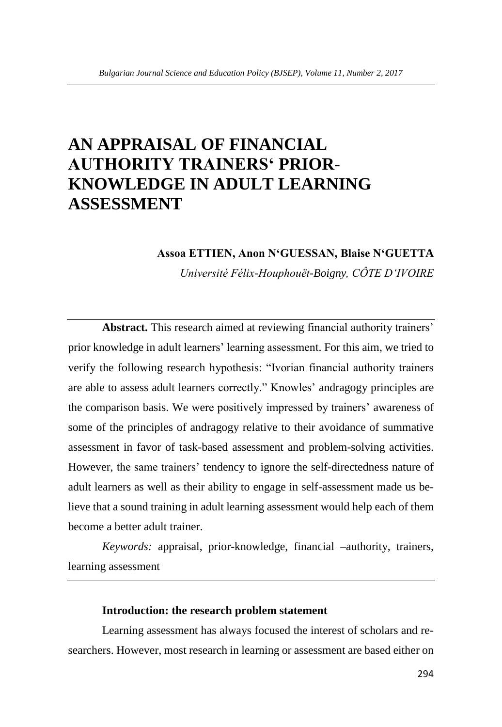# AN APPRAISAL OF FINANCIAL AUTHORITY TRAINERS' PRIOR-KNOWLEDGE IN ADULT LEARNING ASSESSMENT

**Assoa ETTIEN, Anon N'GUESSAN, Blaise N'GUETTA**

*Université Félix-Houphouët-Boigny, CÔTE D'IVOIRE*

**Abstract.** This research aimed at reviewing financial authority trainers' prior knowledge in adult learners' learning assessment. For this aim, we tried to verify the following research hypothesis: "Ivorian financial authority trainers are able to assess adult learners correctly." Knowles' andragogy principles are the comparison basis. We were positively impressed by trainers' awareness of some of the principles of andragogy relative to their avoidance of summative assessment in favor of task-based assessment and problem-solving activities. However, the same trainers' tendency to ignore the self-directedness nature of adult learners as well as their ability to engage in self-assessment made us believe that a sound training in adult learning assessment would help each of them become a better adult trainer.

*Keywords:* appraisal, prior-knowledge, financial –authority, trainers, learning assessment

**Introduction: the research problem statement**

Learning assessment has always focused the interest of scholars and researchers. However, most research in learning or assessment are based either on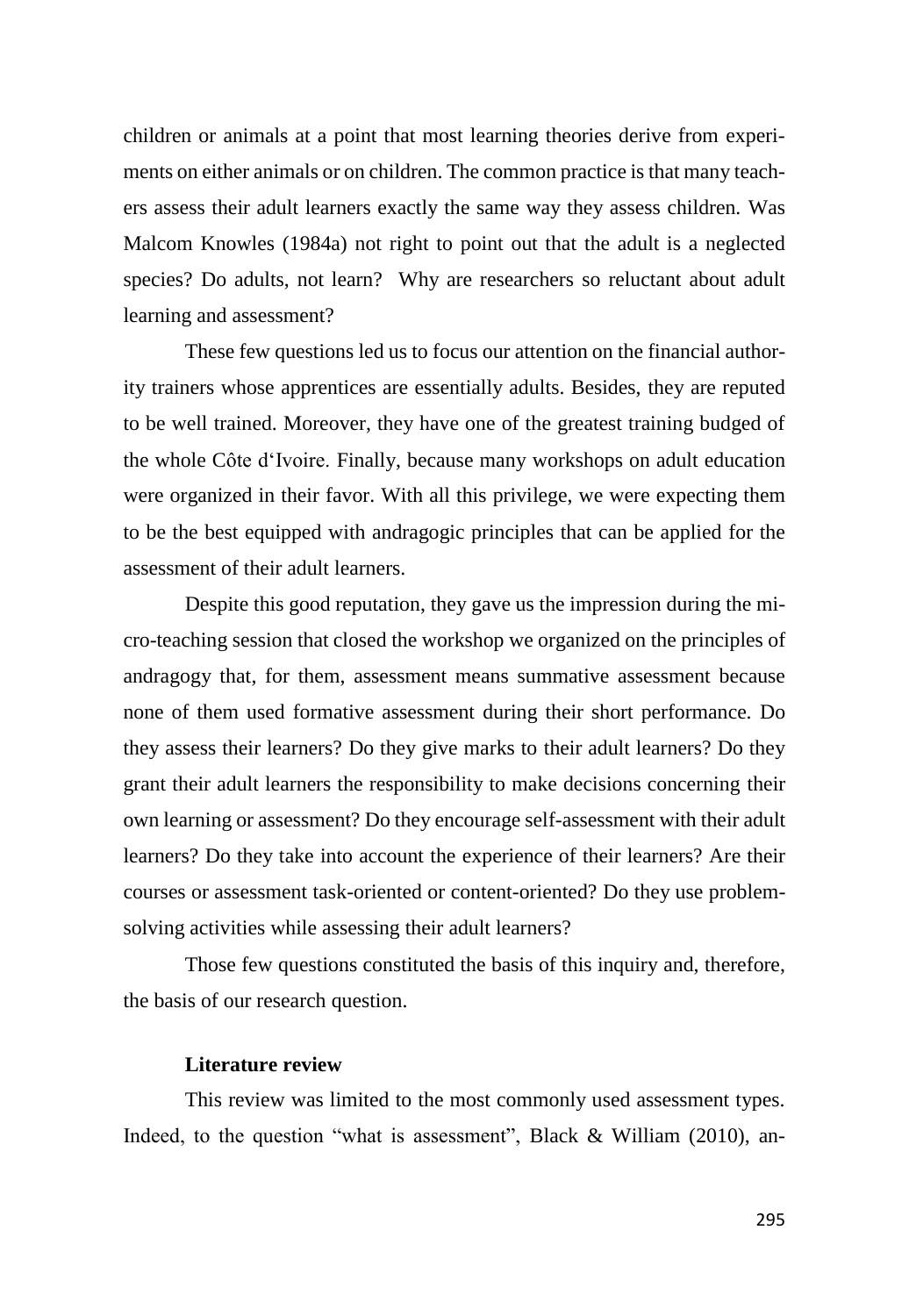children or animals at a point that most learning theories derive from experiments on either animals or on children. The common practice is that many teachers assess their adult learners exactly the same way they assess children. Was Malcom Knowles (1984a) not right to point out that the adult is a neglected species? Do adults, not learn? Why are researchers so reluctant about adult learning and assessment?

These few questions led us to focus our attention on the financial authority trainers whose apprentices are essentially adults. Besides, they are reputed to be well trained. Moreover, they have one of the greatest training budged of the whole Côte d'Ivoire. Finally, because many workshops on adult education were organized in their favor. With all this privilege, we were expecting them to be the best equipped with andragogic principles that can be applied for the assessment of their adult learners.

Despite this good reputation, they gave us the impression during the micro-teaching session that closed the workshop we organized on the principles of andragogy that, for them, assessment means summative assessment because none of them used formative assessment during their short performance. Do they assess their learners? Do they give marks to their adult learners? Do they grant their adult learners the responsibility to make decisions concerning their own learning or assessment? Do they encourage self-assessment with their adult learners? Do they take into account the experience of their learners? Are their courses or assessment task-oriented or content-oriented? Do they use problem-solving activities while assessing their adult learners?

Those few questions constituted the basis of this inquiry and, therefore, the basis of our research question.

### Literature review

This review was limited to the most commonly used assessment types. Indeed, to the question "what is assessment", Black & William (2010), an-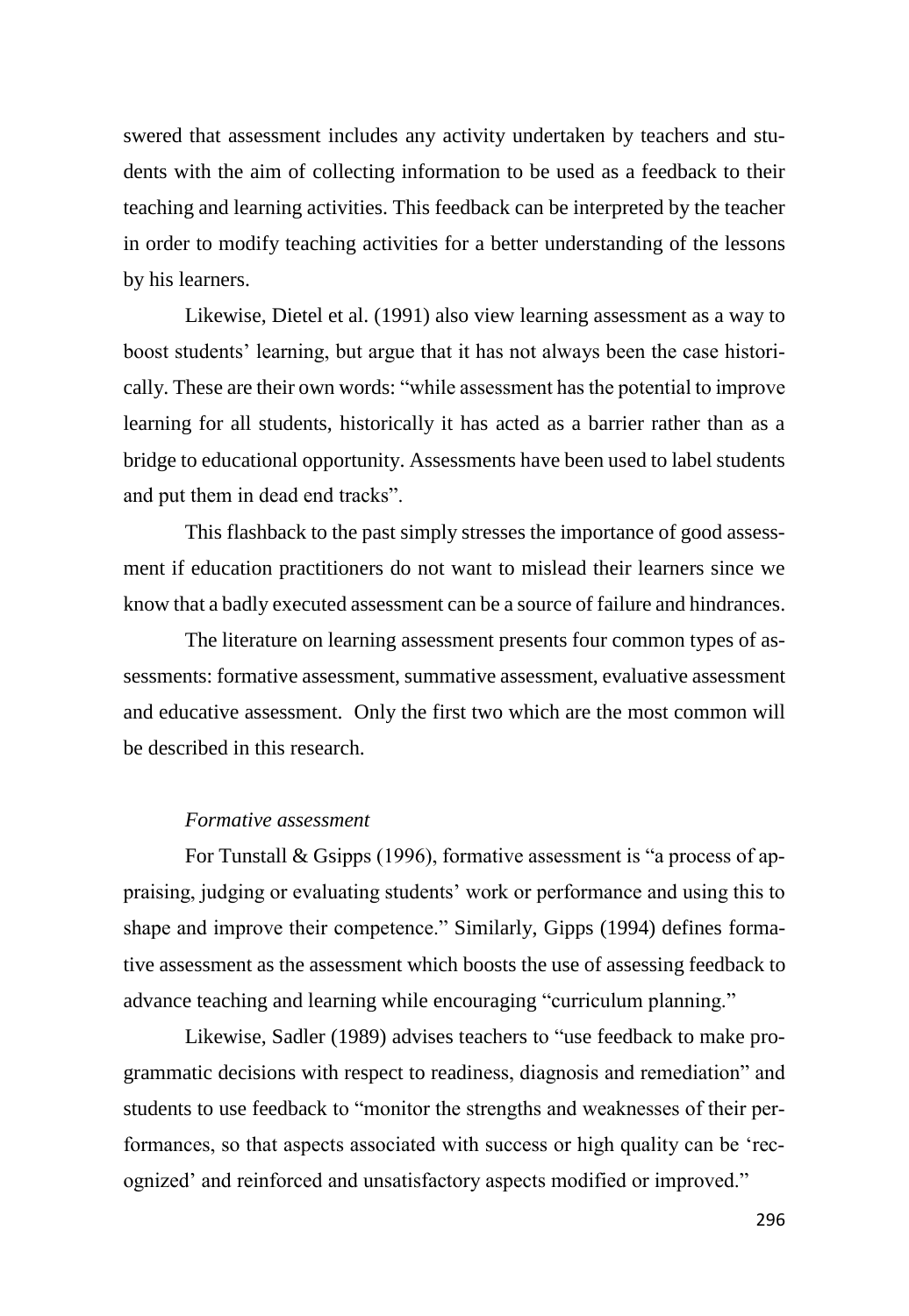swered that assessment includes any activity undertaken by teachers and students with the aim of collecting information to be used as a feedback to their teaching and learning activities. This feedback can be interpreted by the teacher in order to modify teaching activities for a better understanding of the lessons by his learners.

Likewise, Dietel et al. (1991) also view learning assessment as a way to boost students' learning, but argue that it has not always been the case historically. These are their own words: "while assessment has the potential to improve learning for all students, historically it has acted as a barrier rather than as a bridge to educational opportunity. Assessments have been used to label students and put them in dead end tracks".

This flashback to the past simply stresses the importance of good assessment if education practitioners do not want to mislead their learners since we know that a badly executed assessment can be a source of failure and hindrances.

The literature on learning assessment presents four common types of assessments: formative assessment, summative assessment, evaluative assessment and educative assessment. Only the first two which are the most common will be described in this research.

*Formative assessment*

For Tunstall & Gsipps (1996), formative assessment is "a process of appraising, judging or evaluating students' work or performance and using this to shape and improve their competence." Similarly, Gipps (1994) defines formative assessment as the assessment which boosts the use of assessing feedback to advance teaching and learning while encouraging "curriculum planning."

Likewise, Sadler (1989) advises teachers to "use feedback to make programmatic decisions with respect to readiness, diagnosis and remediation" and students to use feedback to "monitor the strengths and weaknesses of their performances, so that aspects associated with success or high quality can be 'recognized' and reinforced and unsatisfactory aspects modified or improved."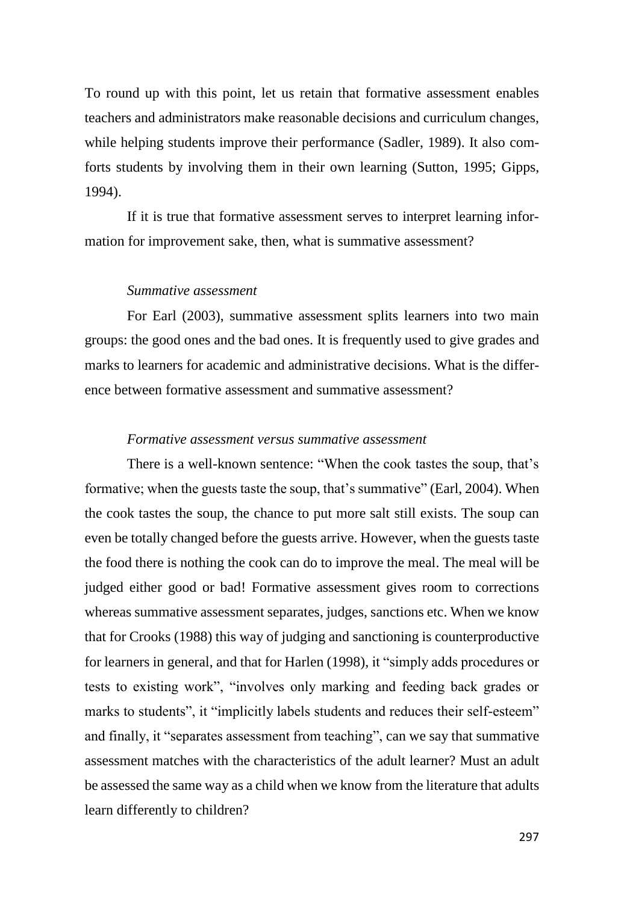To round up with this point, let us retain that formative assessment enables teachers and administrators make reasonable decisions and curriculum changes, while helping students improve their performance (Sadler, 1989). It also comforts students by involving them in their own learning (Sutton, 1995; Gipps, 1994).

If it is true that formative assessment serves to interpret learning information for improvement sake, then, what is summative assessment?

*Summative assessment*

For Earl (2003), summative assessment splits learners into two main groups: the good ones and the bad ones. It is frequently used to give grades and marks to learners for academic and administrative decisions. What is the difference between formative assessment and summative assessment?

*Formative assessment versus summative assessment*

There is a well-known sentence: "When the cook tastes the soup, that's formative; when the guests taste the soup, that's summative" (Earl, 2004). When the cook tastes the soup, the chance to put more salt still exists. The soup can even be totally changed before the guests arrive. However, when the guests taste the food there is nothing the cook can do to improve the meal. The meal will be judged either good or bad! Formative assessment gives room to corrections whereas summative assessment separates, judges, sanctions etc. When we know that for Crooks (1988) this way of judging and sanctioning is counterproductive for learners in general, and that for Harlen (1998), it "simply adds procedures or tests to existing work", "involves only marking and feeding back grades or marks to students", it "implicitly labels students and reduces their self-esteem" and finally, it "separates assessment from teaching", can we say that summative assessment matches with the characteristics of the adult learner? Must an adult be assessed the same way as a child when we know from the literature that adults learn differently to children?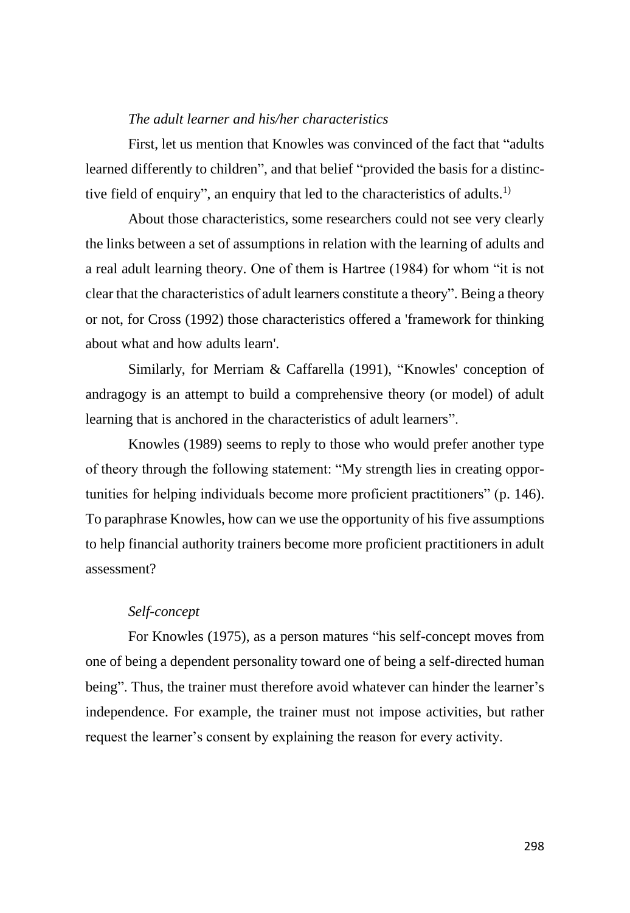*The adult learner and his/her characteristics*

First, let us mention that Knowles was convinced of the fact that "adults learned differently to children", and that belief "provided the basis for a distinctive field of enquiry", an enquiry that led to the characteristics of adults.[1)]

About those characteristics, some researchers could not see very clearly the links between a set of assumptions in relation with the learning of adults and a real adult learning theory. One of them is Hartree (1984) for whom "it is not clear that the characteristics of adult learners constitute a theory". Being a theory or not, for Cross (1992) those characteristics offered a 'framework for thinking about what and how adults learn'.

Similarly, for Merriam & Caffarella (1991), "Knowles' conception of andragogy is an attempt to build a comprehensive theory (or model) of adult learning that is anchored in the characteristics of adult learners".

Knowles (1989) seems to reply to those who would prefer another type of theory through the following statement: "My strength lies in creating opportunities for helping individuals become more proficient practitioners" (p. 146). To paraphrase Knowles, how can we use the opportunity of his five assumptions to help financial authority trainers become more proficient practitioners in adult assessment?

*Self-concept*

For Knowles (1975), as a person matures "his self-concept moves from one of being a dependent personality toward one of being a self-directed human being". Thus, the trainer must therefore avoid whatever can hinder the learner's independence. For example, the trainer must not impose activities, but rather request the learner's consent by explaining the reason for every activity.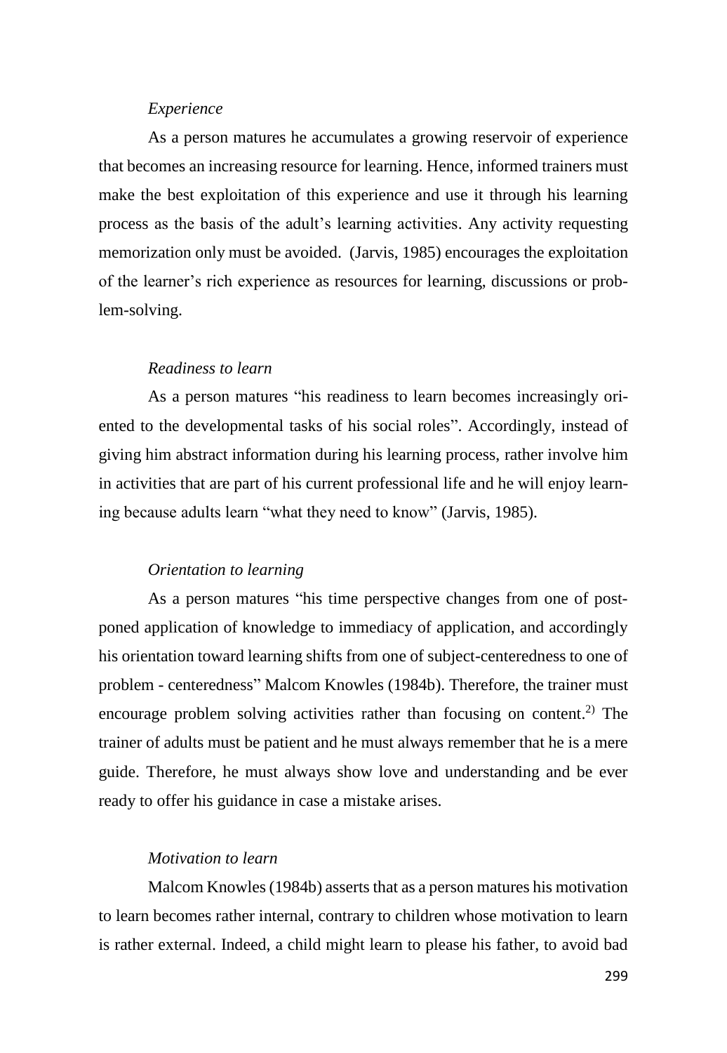*Experience*

As a person matures he accumulates a growing reservoir of experience that becomes an increasing resource for learning. Hence, informed trainers must make the best exploitation of this experience and use it through his learning process as the basis of the adult's learning activities. Any activity requesting memorization only must be avoided. (Jarvis, 1985) encourages the exploitation of the learner's rich experience as resources for learning, discussions or problem-solving.

*Readiness to learn*

As a person matures "his readiness to learn becomes increasingly oriented to the developmental tasks of his social roles". Accordingly, instead of giving him abstract information during his learning process, rather involve him in activities that are part of his current professional life and he will enjoy learning because adults learn "what they need to know" (Jarvis, 1985).

*Orientation to learning*

As a person matures "his time perspective changes from one of postponed application of knowledge to immediacy of application, and accordingly his orientation toward learning shifts from one of subject-centeredness to one of problem - centeredness" Malcom Knowles (1984b). Therefore, the trainer must encourage problem solving activities rather than focusing on content.[2)] The trainer of adults must be patient and he must always remember that he is a mere guide. Therefore, he must always show love and understanding and be ever ready to offer his guidance in case a mistake arises.

*Motivation to learn*

Malcom Knowles (1984b) asserts that as a person matures his motivation to learn becomes rather internal, contrary to children whose motivation to learn is rather external. Indeed, a child might learn to please his father, to avoid bad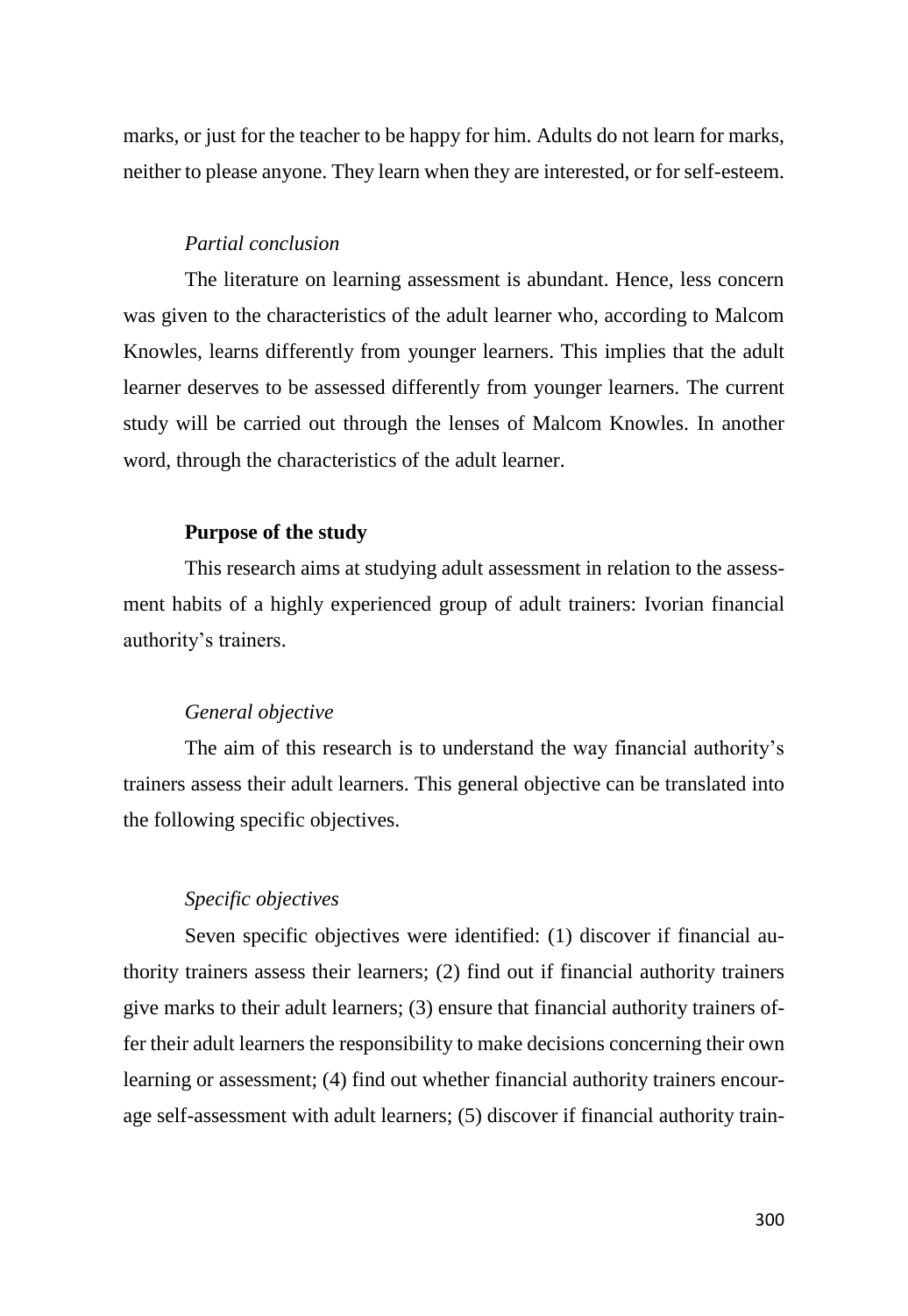marks, or just for the teacher to be happy for him. Adults do not learn for marks, neither to please anyone. They learn when they are interested, or for self-esteem.

*Partial conclusion*

The literature on learning assessment is abundant. Hence, less concern was given to the characteristics of the adult learner who, according to Malcom Knowles, learns differently from younger learners. This implies that the adult learner deserves to be assessed differently from younger learners. The current study will be carried out through the lenses of Malcom Knowles. In another word, through the characteristics of the adult learner.

**Purpose of the study**

This research aims at studying adult assessment in relation to the assessment habits of a highly experienced group of adult trainers: Ivorian financial authority's trainers.

*General objective*

The aim of this research is to understand the way financial authority's trainers assess their adult learners. This general objective can be translated into the following specific objectives.

*Specific objectives*

Seven specific objectives were identified: (1) discover if financial authority trainers assess their learners; (2) find out if financial authority trainers give marks to their adult learners; (3) ensure that financial authority trainers offer their adult learners the responsibility to make decisions concerning their own learning or assessment; (4) find out whether financial authority trainers encourage self-assessment with adult learners; (5) discover if financial authority train-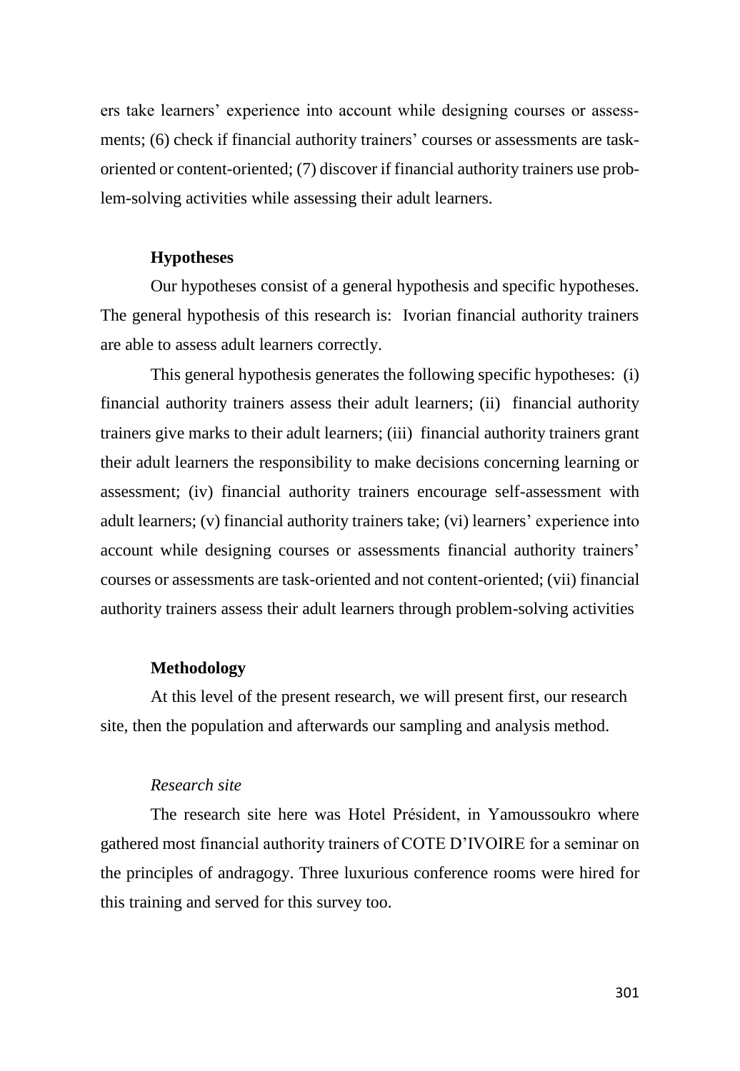ers take learners' experience into account while designing courses or assessments; (6) check if financial authority trainers' courses or assessments are task-oriented or content-oriented; (7) discover if financial authority trainers use problem-solving activities while assessing their adult learners.

### Hypotheses

Our hypotheses consist of a general hypothesis and specific hypotheses. The general hypothesis of this research is: Ivorian financial authority trainers are able to assess adult learners correctly.

This general hypothesis generates the following specific hypotheses: (i) financial authority trainers assess their adult learners; (ii) financial authority trainers give marks to their adult learners; (iii) financial authority trainers grant their adult learners the responsibility to make decisions concerning learning or assessment; (iv) financial authority trainers encourage self-assessment with adult learners; (v) financial authority trainers take; (vi) learners' experience into account while designing courses or assessments financial authority trainers' courses or assessments are task-oriented and not content-oriented; (vii) financial authority trainers assess their adult learners through problem-solving activities

### Methodology

At this level of the present research, we will present first, our research site, then the population and afterwards our sampling and analysis method.

#### *Research site*

The research site here was Hotel Président, in Yamoussoukro where gathered most financial authority trainers of COTE D'IVOIRE for a seminar on the principles of andragogy. Three luxurious conference rooms were hired for this training and served for this survey too.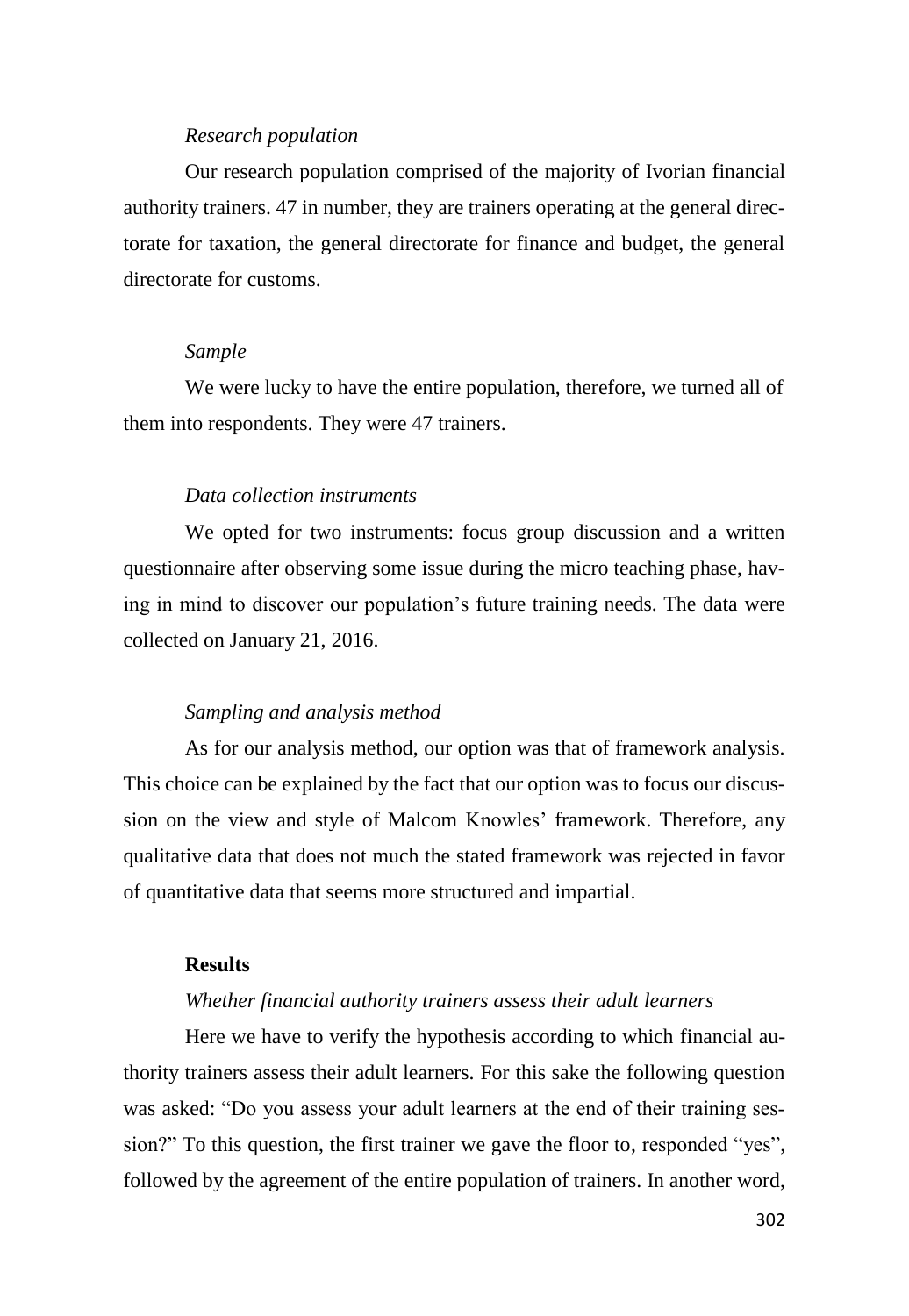*Research population*

Our research population comprised of the majority of Ivorian financial authority trainers. 47 in number, they are trainers operating at the general directorate for taxation, the general directorate for finance and budget, the general directorate for customs.

*Sample*

We were lucky to have the entire population, therefore, we turned all of them into respondents. They were 47 trainers.

*Data collection instruments*

We opted for two instruments: focus group discussion and a written questionnaire after observing some issue during the micro teaching phase, having in mind to discover our population's future training needs. The data were collected on January 21, 2016.

*Sampling and analysis method*

As for our analysis method, our option was that of framework analysis. This choice can be explained by the fact that our option was to focus our discussion on the view and style of Malcom Knowles' framework. Therefore, any qualitative data that does not much the stated framework was rejected in favor of quantitative data that seems more structured and impartial.

**Results**

*Whether financial authority trainers assess their adult learners*

Here we have to verify the hypothesis according to which financial authority trainers assess their adult learners. For this sake the following question was asked: "Do you assess your adult learners at the end of their training session?" To this question, the first trainer we gave the floor to, responded "yes", followed by the agreement of the entire population of trainers. In another word,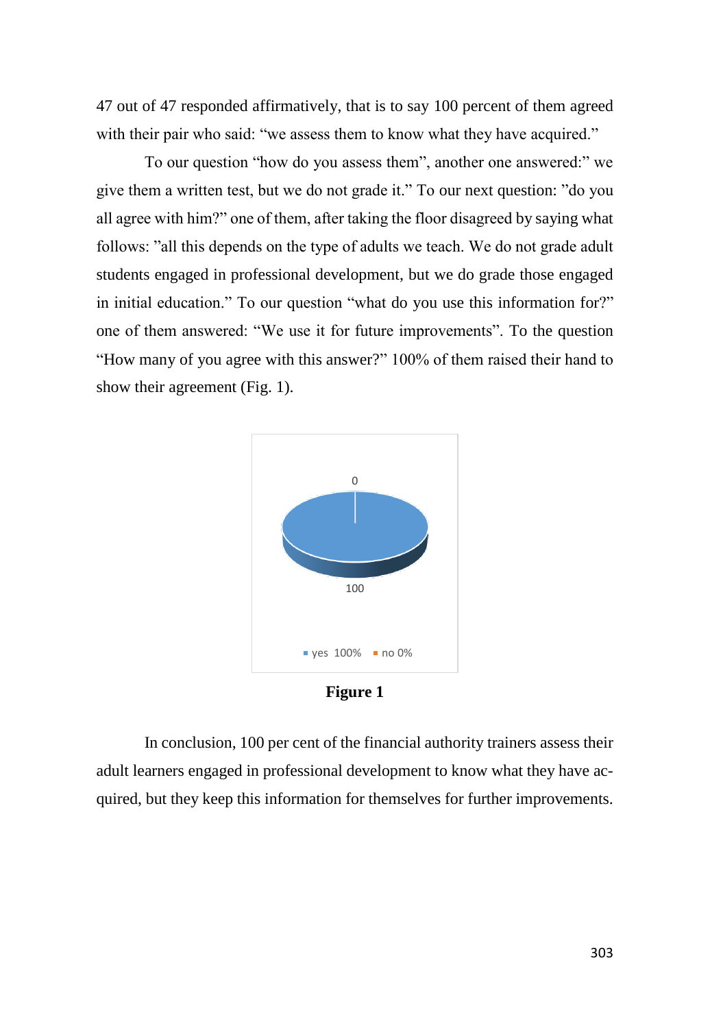47 out of 47 responded affirmatively, that is to say 100 percent of them agreed with their pair who said: "we assess them to know what they have acquired."

To our question "how do you assess them", another one answered:" we give them a written test, but we do not grade it." To our next question: "do you all agree with him?" one of them, after taking the floor disagreed by saying what follows: "all this depends on the type of adults we teach. We do not grade adult students engaged in professional development, but we do grade those engaged in initial education." To our question "what do you use this information for?" one of them answered: "We use it for future improvements". To the question "How many of you agree with this answer?" 100% of them raised their hand to show their agreement (Fig. 1).

**Figure 1**

In conclusion, 100 per cent of the financial authority trainers assess their adult learners engaged in professional development to know what they have acquired, but they keep this information for themselves for further improvements.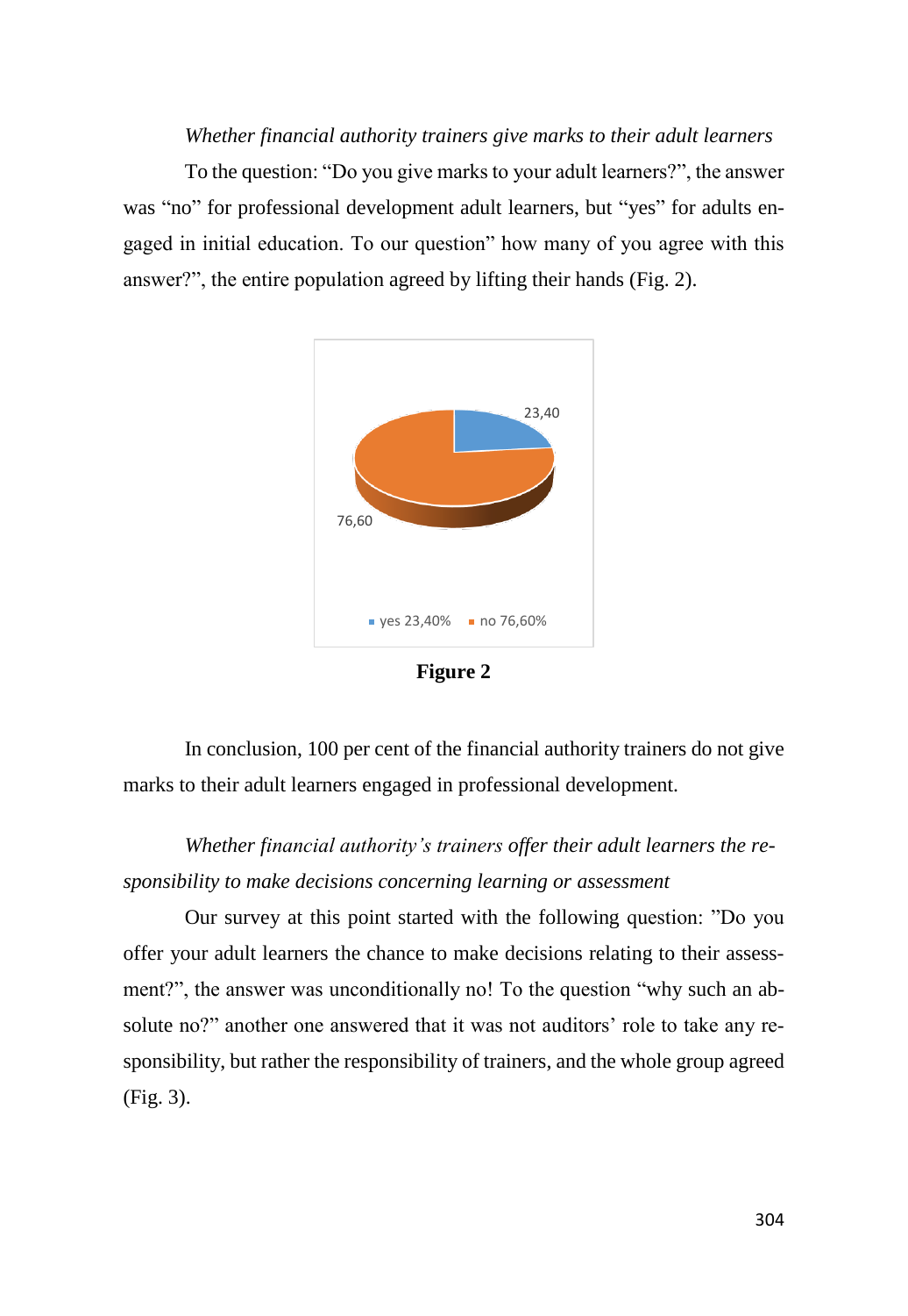*Whether financial authority trainers give marks to their adult learners*

To the question: "Do you give marks to your adult learners?", the answer was "no" for professional development adult learners, but "yes" for adults engaged in initial education. To our question" how many of you agree with this answer?", the entire population agreed by lifting their hands (Fig. 2).

**Figure 2**

In conclusion, 100 per cent of the financial authority trainers do not give marks to their adult learners engaged in professional development.

*Whether financial authority's trainers offer their adult learners the responsibility to make decisions concerning learning or assessment*

Our survey at this point started with the following question: "Do you offer your adult learners the chance to make decisions relating to their assessment?", the answer was unconditionally no! To the question "why such an absolute no?" another one answered that it was not auditors' role to take any responsibility, but rather the responsibility of trainers, and the whole group agreed (Fig. 3).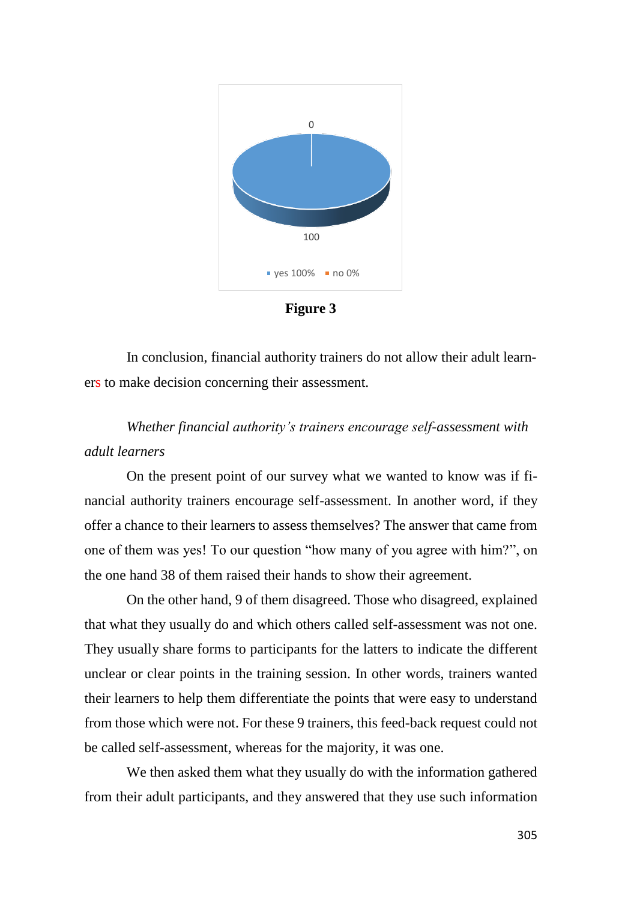0

100

■ yes 100% ■ no 0%

**Figure 3**

In conclusion, financial authority trainers do not allow their adult learners to make decision concerning their assessment.

*Whether financial authority's trainers encourage self-assessment with adult learners*

On the present point of our survey what we wanted to know was if financial authority trainers encourage self-assessment. In another word, if they offer a chance to their learners to assess themselves? The answer that came from one of them was yes! To our question "how many of you agree with him?", on the one hand 38 of them raised their hands to show their agreement.

On the other hand, 9 of them disagreed. Those who disagreed, explained that what they usually do and which others called self-assessment was not one. They usually share forms to participants for the latters to indicate the different unclear or clear points in the training session. In other words, trainers wanted their learners to help them differentiate the points that were easy to understand from those which were not. For these 9 trainers, this feed-back request could not be called self-assessment, whereas for the majority, it was one.

We then asked them what they usually do with the information gathered from their adult participants, and they answered that they use such information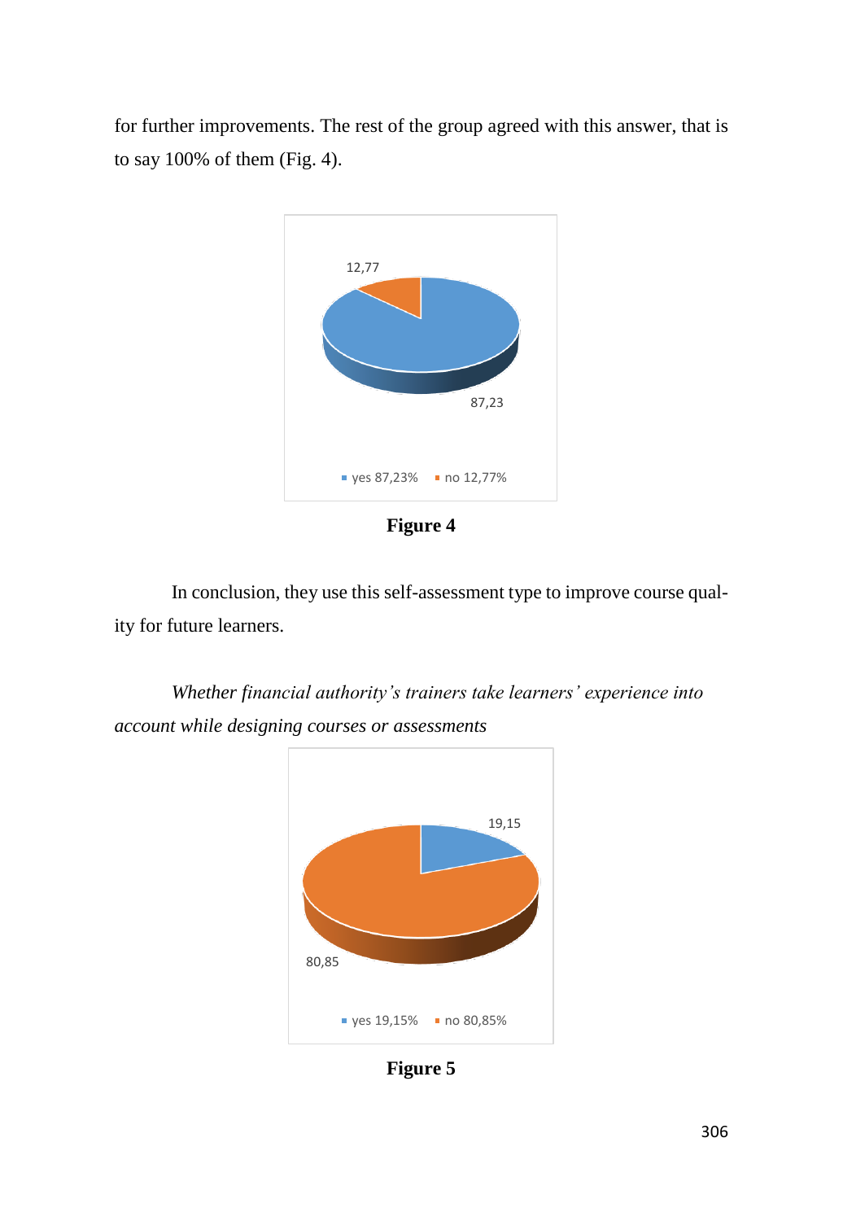for further improvements. The rest of the group agreed with this answer, that is to say 100% of them (Fig. 4).

**Figure 4**

In conclusion, they use this self-assessment type to improve course quality for future learners.

*Whether financial authority's trainers take learners' experience into account while designing courses or assessments*

**Figure 5**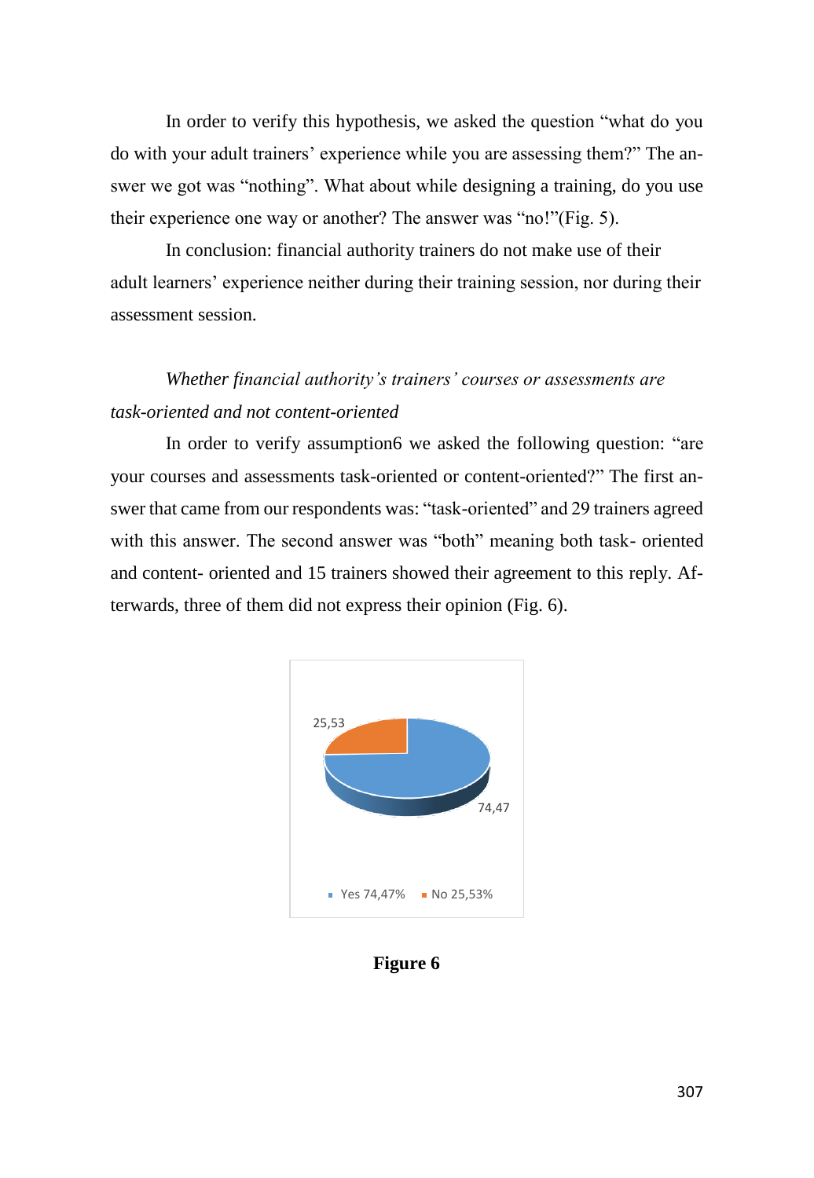In order to verify this hypothesis, we asked the question "what do you do with your adult trainers' experience while you are assessing them?" The answer we got was "nothing". What about while designing a training, do you use their experience one way or another? The answer was "no!"(Fig. 5).

In conclusion: financial authority trainers do not make use of their adult learners' experience neither during their training session, nor during their assessment session.

*Whether financial authority's trainers' courses or assessments are task-oriented and not content-oriented*

In order to verify assumption6 we asked the following question: "are your courses and assessments task-oriented or content-oriented?" The first answer that came from our respondents was: "task-oriented" and 29 trainers agreed with this answer. The second answer was "both" meaning both task- oriented and content- oriented and 15 trainers showed their agreement to this reply. Afterwards, three of them did not express their opinion (Fig. 6).

25,53

74,47

Yes 74,47%   No 25,53%

**Figure 6**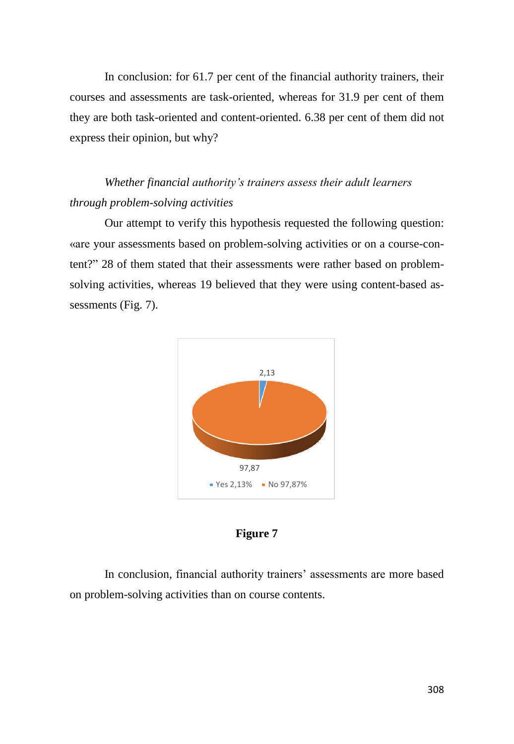In conclusion: for 61.7 per cent of the financial authority trainers, their courses and assessments are task-oriented, whereas for 31.9 per cent of them they are both task-oriented and content-oriented. 6.38 per cent of them did not express their opinion, but why?

*Whether financial authority's trainers assess their adult learners through problem-solving activities*

Our attempt to verify this hypothesis requested the following question: «are your assessments based on problem-solving activities or on a course-content?" 28 of them stated that their assessments were rather based on problem-solving activities, whereas 19 believed that they were using content-based assessments (Fig. 7).

2,13

97,87

Yes 2,13% No 97,87%

**Figure 7**

In conclusion, financial authority trainers' assessments are more based on problem-solving activities than on course contents.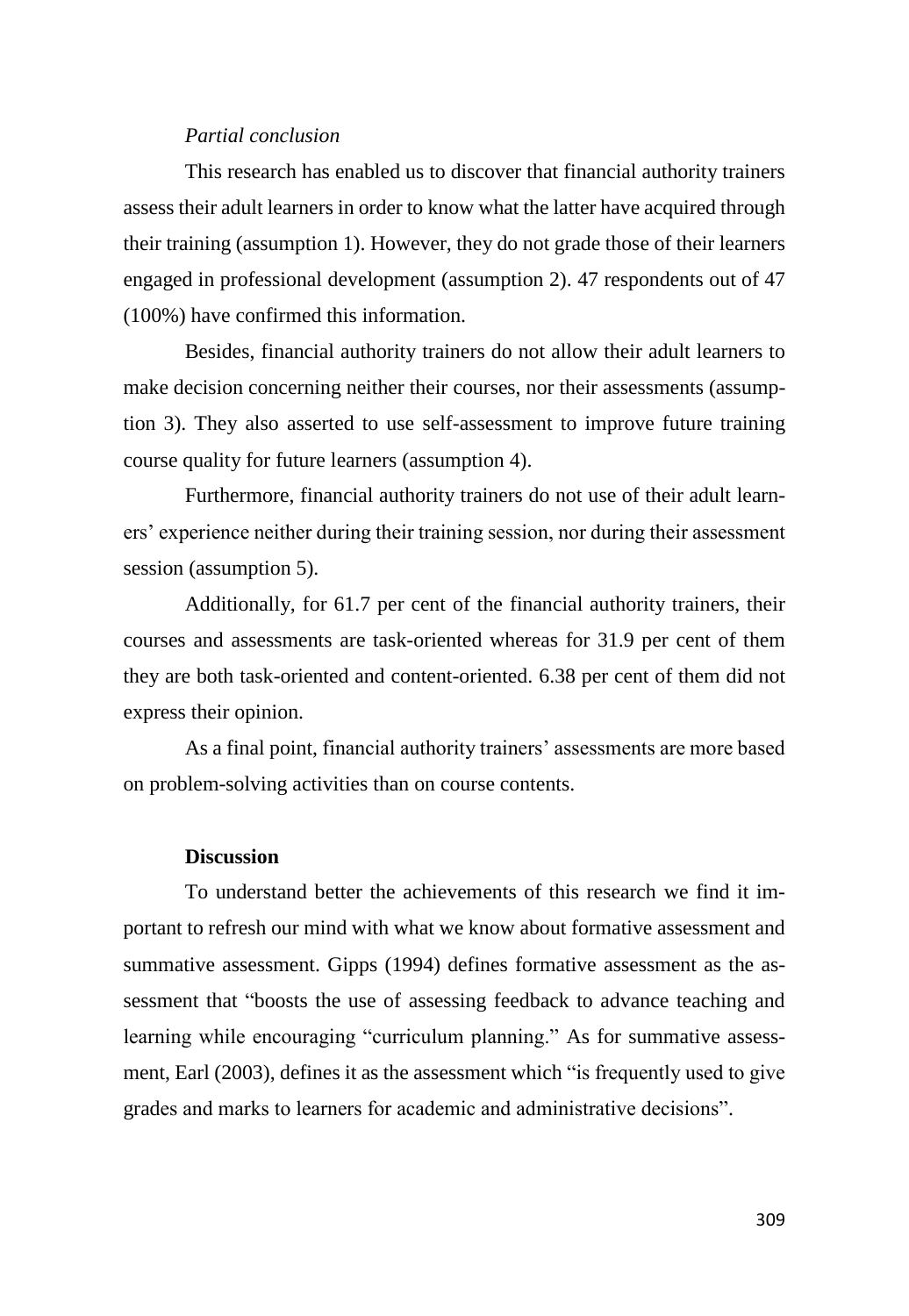*Partial conclusion*

This research has enabled us to discover that financial authority trainers assess their adult learners in order to know what the latter have acquired through their training (assumption 1). However, they do not grade those of their learners engaged in professional development (assumption 2). 47 respondents out of 47 (100%) have confirmed this information.

Besides, financial authority trainers do not allow their adult learners to make decision concerning neither their courses, nor their assessments (assumption 3). They also asserted to use self-assessment to improve future training course quality for future learners (assumption 4).

Furthermore, financial authority trainers do not use of their adult learners' experience neither during their training session, nor during their assessment session (assumption 5).

Additionally, for 61.7 per cent of the financial authority trainers, their courses and assessments are task-oriented whereas for 31.9 per cent of them they are both task-oriented and content-oriented. 6.38 per cent of them did not express their opinion.

As a final point, financial authority trainers' assessments are more based on problem-solving activities than on course contents.

## Discussion

To understand better the achievements of this research we find it important to refresh our mind with what we know about formative assessment and summative assessment. Gipps (1994) defines formative assessment as the assessment that "boosts the use of assessing feedback to advance teaching and learning while encouraging "curriculum planning." As for summative assessment, Earl (2003), defines it as the assessment which "is frequently used to give grades and marks to learners for academic and administrative decisions".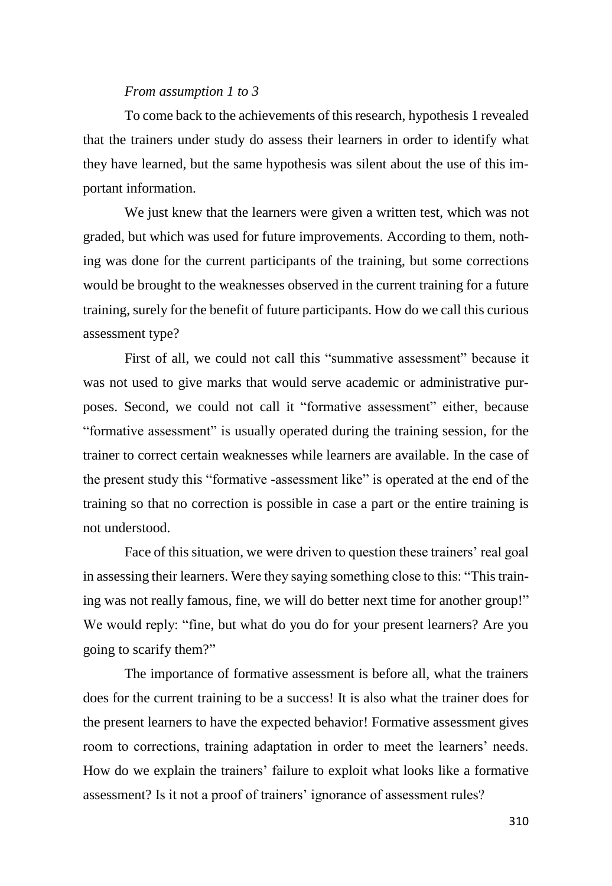*From assumption 1 to 3*

To come back to the achievements of this research, hypothesis 1 revealed that the trainers under study do assess their learners in order to identify what they have learned, but the same hypothesis was silent about the use of this important information.

We just knew that the learners were given a written test, which was not graded, but which was used for future improvements. According to them, nothing was done for the current participants of the training, but some corrections would be brought to the weaknesses observed in the current training for a future training, surely for the benefit of future participants. How do we call this curious assessment type?

First of all, we could not call this "summative assessment" because it was not used to give marks that would serve academic or administrative purposes. Second, we could not call it "formative assessment" either, because "formative assessment" is usually operated during the training session, for the trainer to correct certain weaknesses while learners are available. In the case of the present study this "formative -assessment like" is operated at the end of the training so that no correction is possible in case a part or the entire training is not understood.

Face of this situation, we were driven to question these trainers' real goal in assessing their learners. Were they saying something close to this: "This training was not really famous, fine, we will do better next time for another group!" We would reply: "fine, but what do you do for your present learners? Are you going to scarify them?"

The importance of formative assessment is before all, what the trainers does for the current training to be a success! It is also what the trainer does for the present learners to have the expected behavior! Formative assessment gives room to corrections, training adaptation in order to meet the learners' needs. How do we explain the trainers' failure to exploit what looks like a formative assessment? Is it not a proof of trainers' ignorance of assessment rules?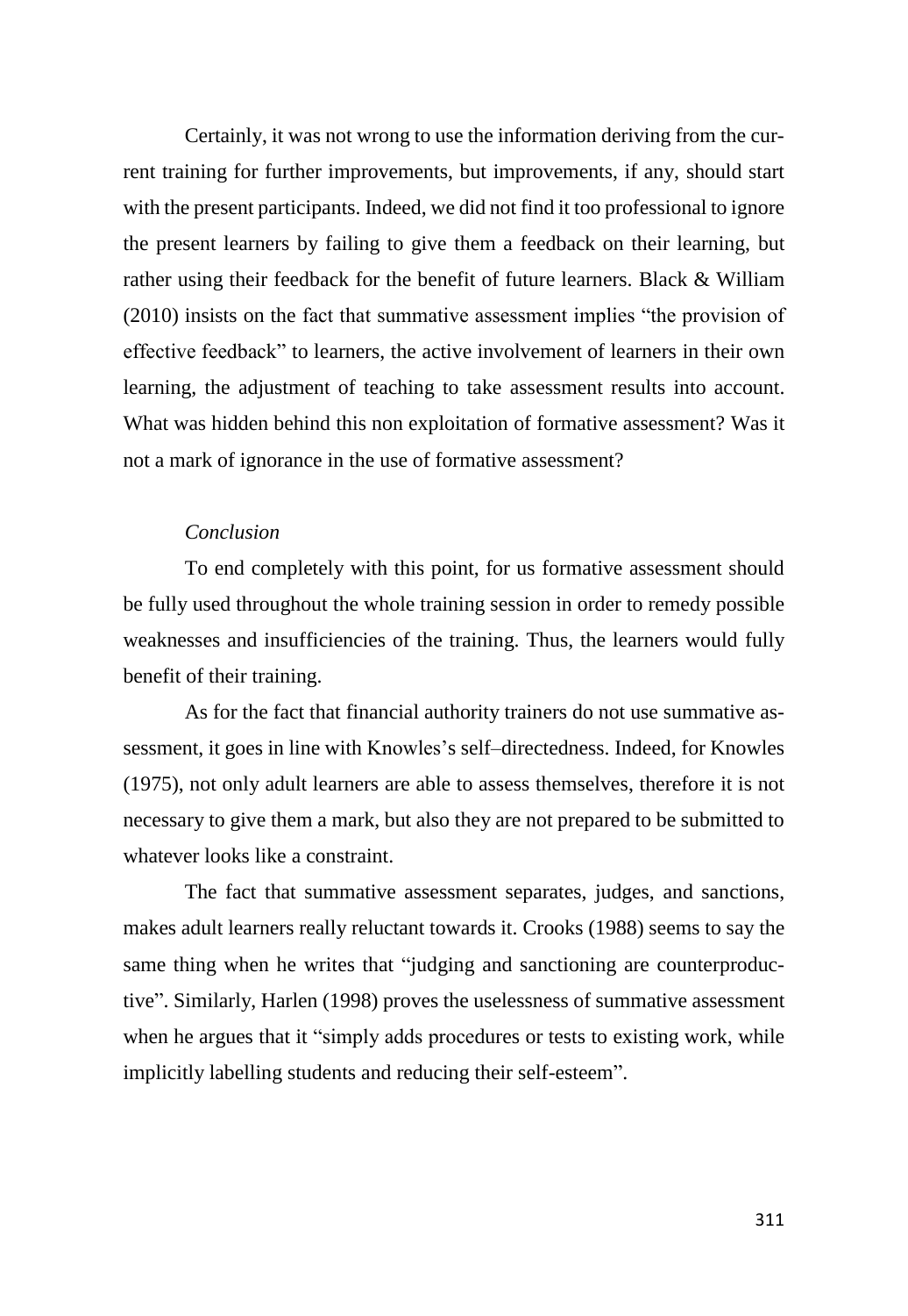Certainly, it was not wrong to use the information deriving from the current training for further improvements, but improvements, if any, should start with the present participants. Indeed, we did not find it too professional to ignore the present learners by failing to give them a feedback on their learning, but rather using their feedback for the benefit of future learners. Black & William (2010) insists on the fact that summative assessment implies "the provision of effective feedback" to learners, the active involvement of learners in their own learning, the adjustment of teaching to take assessment results into account. What was hidden behind this non exploitation of formative assessment? Was it not a mark of ignorance in the use of formative assessment?

*Conclusion*

To end completely with this point, for us formative assessment should be fully used throughout the whole training session in order to remedy possible weaknesses and insufficiencies of the training. Thus, the learners would fully benefit of their training.

As for the fact that financial authority trainers do not use summative assessment, it goes in line with Knowles's self–directedness. Indeed, for Knowles (1975), not only adult learners are able to assess themselves, therefore it is not necessary to give them a mark, but also they are not prepared to be submitted to whatever looks like a constraint.

The fact that summative assessment separates, judges, and sanctions, makes adult learners really reluctant towards it. Crooks (1988) seems to say the same thing when he writes that "judging and sanctioning are counterproductive". Similarly, Harlen (1998) proves the uselessness of summative assessment when he argues that it "simply adds procedures or tests to existing work, while implicitly labelling students and reducing their self-esteem".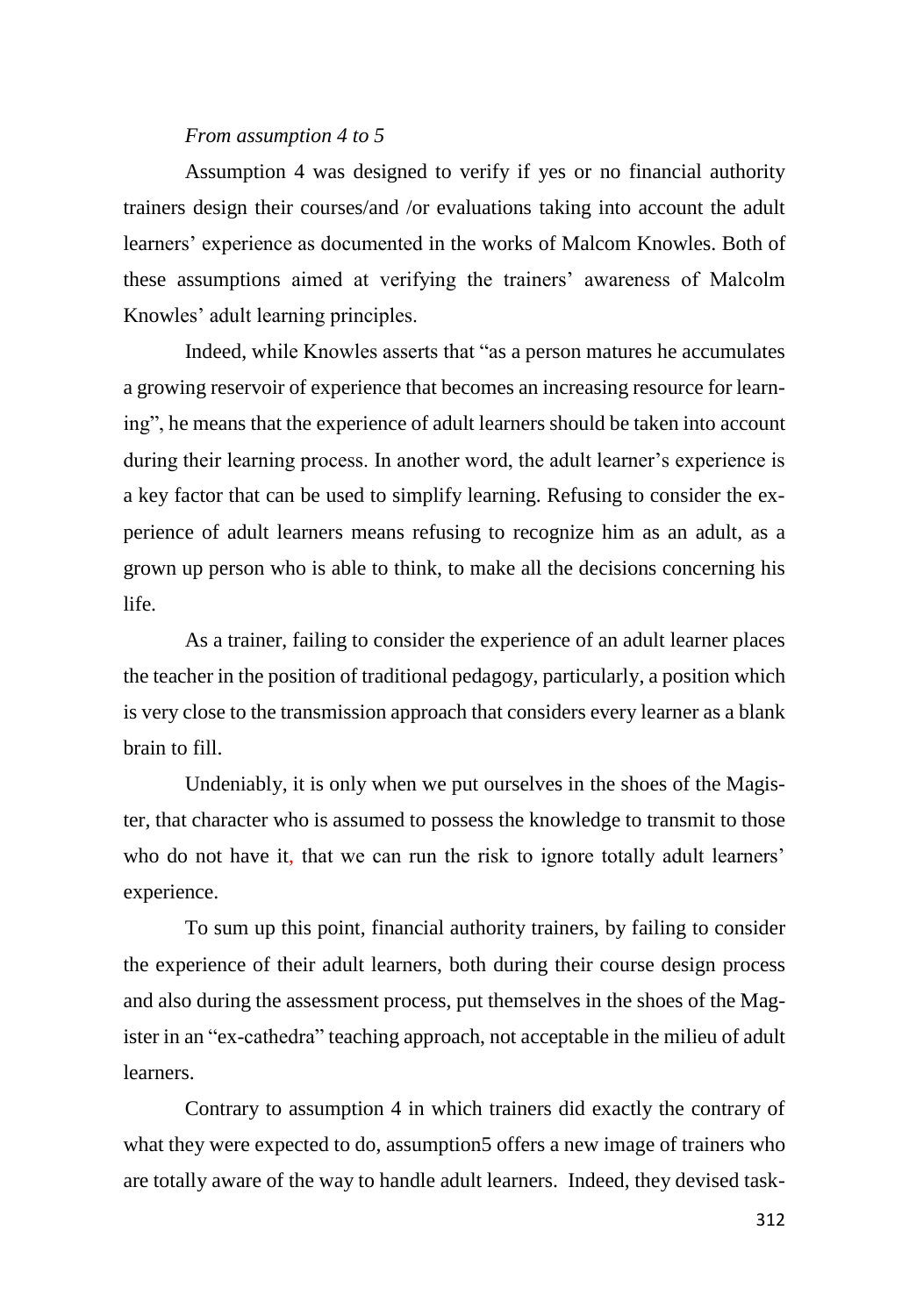*From assumption 4 to 5*

Assumption 4 was designed to verify if yes or no financial authority trainers design their courses/and /or evaluations taking into account the adult learners' experience as documented in the works of Malcom Knowles. Both of these assumptions aimed at verifying the trainers' awareness of Malcolm Knowles' adult learning principles.

Indeed, while Knowles asserts that "as a person matures he accumulates a growing reservoir of experience that becomes an increasing resource for learning", he means that the experience of adult learners should be taken into account during their learning process. In another word, the adult learner's experience is a key factor that can be used to simplify learning. Refusing to consider the experience of adult learners means refusing to recognize him as an adult, as a grown up person who is able to think, to make all the decisions concerning his life.

As a trainer, failing to consider the experience of an adult learner places the teacher in the position of traditional pedagogy, particularly, a position which is very close to the transmission approach that considers every learner as a blank brain to fill.

Undeniably, it is only when we put ourselves in the shoes of the Magister, that character who is assumed to possess the knowledge to transmit to those who do not have it, that we can run the risk to ignore totally adult learners' experience.

To sum up this point, financial authority trainers, by failing to consider the experience of their adult learners, both during their course design process and also during the assessment process, put themselves in the shoes of the Magister in an "ex-cathedra" teaching approach, not acceptable in the milieu of adult learners.

Contrary to assumption 4 in which trainers did exactly the contrary of what they were expected to do, assumption5 offers a new image of trainers who are totally aware of the way to handle adult learners. Indeed, they devised task-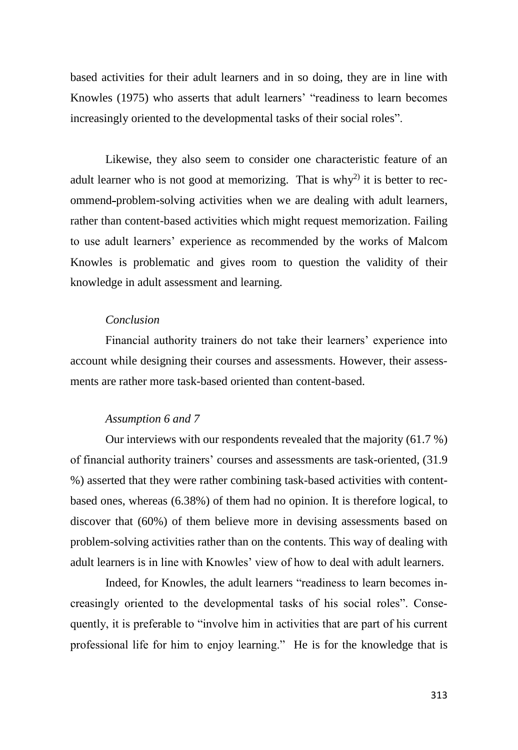based activities for their adult learners and in so doing, they are in line with Knowles (1975) who asserts that adult learners' "readiness to learn becomes increasingly oriented to the developmental tasks of their social roles".

Likewise, they also seem to consider one characteristic feature of an adult learner who is not good at memorizing. That is why[2)] it is better to recommend-problem-solving activities when we are dealing with adult learners, rather than content-based activities which might request memorization. Failing to use adult learners' experience as recommended by the works of Malcom Knowles is problematic and gives room to question the validity of their knowledge in adult assessment and learning.

*Conclusion*

Financial authority trainers do not take their learners' experience into account while designing their courses and assessments. However, their assessments are rather more task-based oriented than content-based.

*Assumption 6 and 7*

Our interviews with our respondents revealed that the majority (61.7 %) of financial authority trainers' courses and assessments are task-oriented, (31.9 %) asserted that they were rather combining task-based activities with content-based ones, whereas (6.38%) of them had no opinion. It is therefore logical, to discover that (60%) of them believe more in devising assessments based on problem-solving activities rather than on the contents. This way of dealing with adult learners is in line with Knowles' view of how to deal with adult learners.

Indeed, for Knowles, the adult learners "readiness to learn becomes increasingly oriented to the developmental tasks of his social roles". Consequently, it is preferable to "involve him in activities that are part of his current professional life for him to enjoy learning." He is for the knowledge that is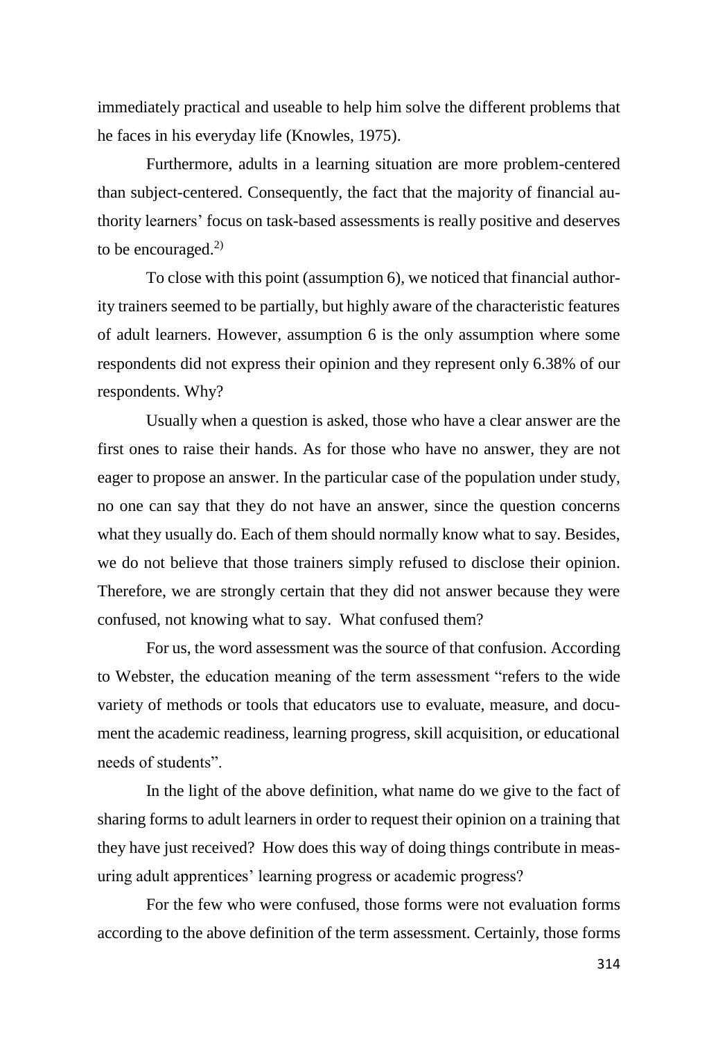immediately practical and useable to help him solve the different problems that he faces in his everyday life (Knowles, 1975).

Furthermore, adults in a learning situation are more problem-centered than subject-centered. Consequently, the fact that the majority of financial authority learners' focus on task-based assessments is really positive and deserves to be encouraged.[2)]

To close with this point (assumption 6), we noticed that financial authority trainers seemed to be partially, but highly aware of the characteristic features of adult learners. However, assumption 6 is the only assumption where some respondents did not express their opinion and they represent only 6.38% of our respondents. Why?

Usually when a question is asked, those who have a clear answer are the first ones to raise their hands. As for those who have no answer, they are not eager to propose an answer. In the particular case of the population under study, no one can say that they do not have an answer, since the question concerns what they usually do. Each of them should normally know what to say. Besides, we do not believe that those trainers simply refused to disclose their opinion. Therefore, we are strongly certain that they did not answer because they were confused, not knowing what to say. What confused them?

For us, the word assessment was the source of that confusion. According to Webster, the education meaning of the term assessment "refers to the wide variety of methods or tools that educators use to evaluate, measure, and document the academic readiness, learning progress, skill acquisition, or educational needs of students".

In the light of the above definition, what name do we give to the fact of sharing forms to adult learners in order to request their opinion on a training that they have just received? How does this way of doing things contribute in measuring adult apprentices' learning progress or academic progress?

For the few who were confused, those forms were not evaluation forms according to the above definition of the term assessment. Certainly, those forms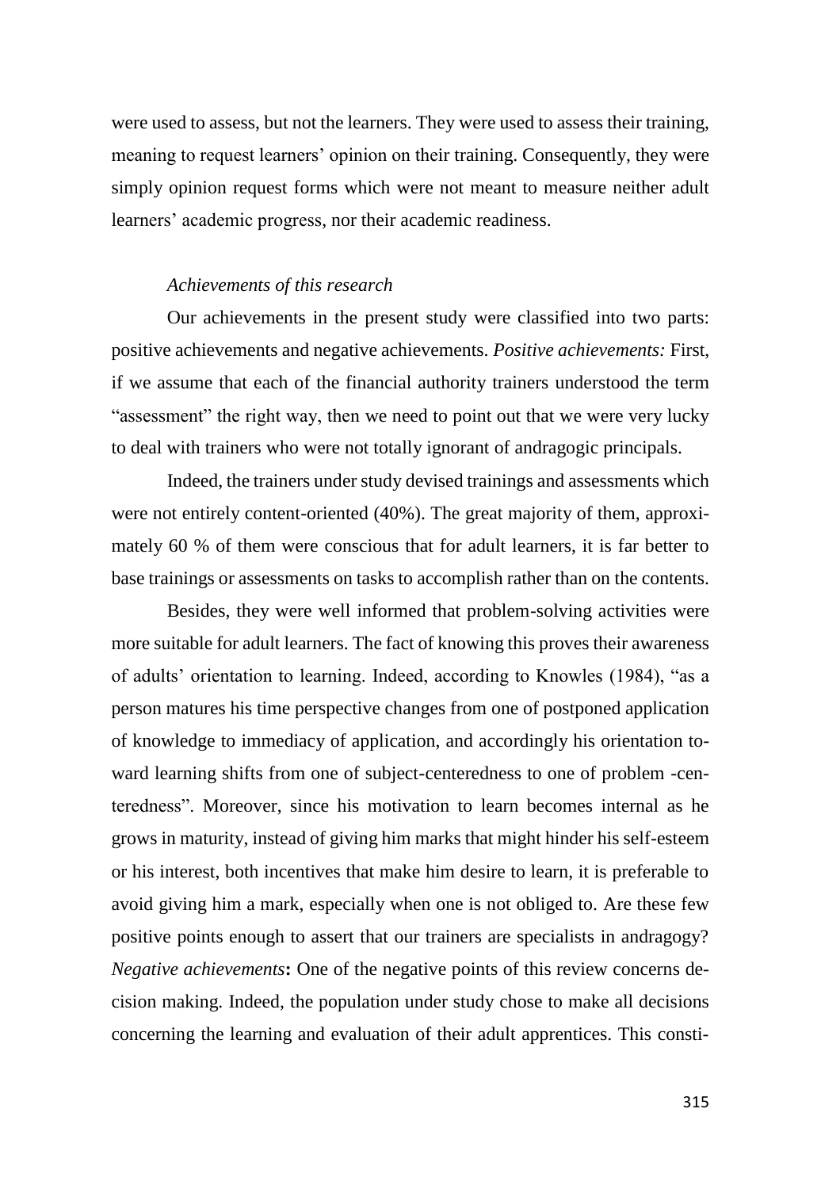were used to assess, but not the learners. They were used to assess their training, meaning to request learners' opinion on their training. Consequently, they were simply opinion request forms which were not meant to measure neither adult learners' academic progress, nor their academic readiness.

*Achievements of this research*

Our achievements in the present study were classified into two parts: positive achievements and negative achievements. *Positive achievements:* First, if we assume that each of the financial authority trainers understood the term "assessment" the right way, then we need to point out that we were very lucky to deal with trainers who were not totally ignorant of andragogic principals.

Indeed, the trainers under study devised trainings and assessments which were not entirely content-oriented (40%). The great majority of them, approximately 60 % of them were conscious that for adult learners, it is far better to base trainings or assessments on tasks to accomplish rather than on the contents.

Besides, they were well informed that problem-solving activities were more suitable for adult learners. The fact of knowing this proves their awareness of adults' orientation to learning. Indeed, according to Knowles (1984), "as a person matures his time perspective changes from one of postponed application of knowledge to immediacy of application, and accordingly his orientation toward learning shifts from one of subject-centeredness to one of problem -centeredness". Moreover, since his motivation to learn becomes internal as he grows in maturity, instead of giving him marks that might hinder his self-esteem or his interest, both incentives that make him desire to learn, it is preferable to avoid giving him a mark, especially when one is not obliged to. Are these few positive points enough to assert that our trainers are specialists in andragogy? *Negative achievements***:** One of the negative points of this review concerns decision making. Indeed, the population under study chose to make all decisions concerning the learning and evaluation of their adult apprentices. This consti-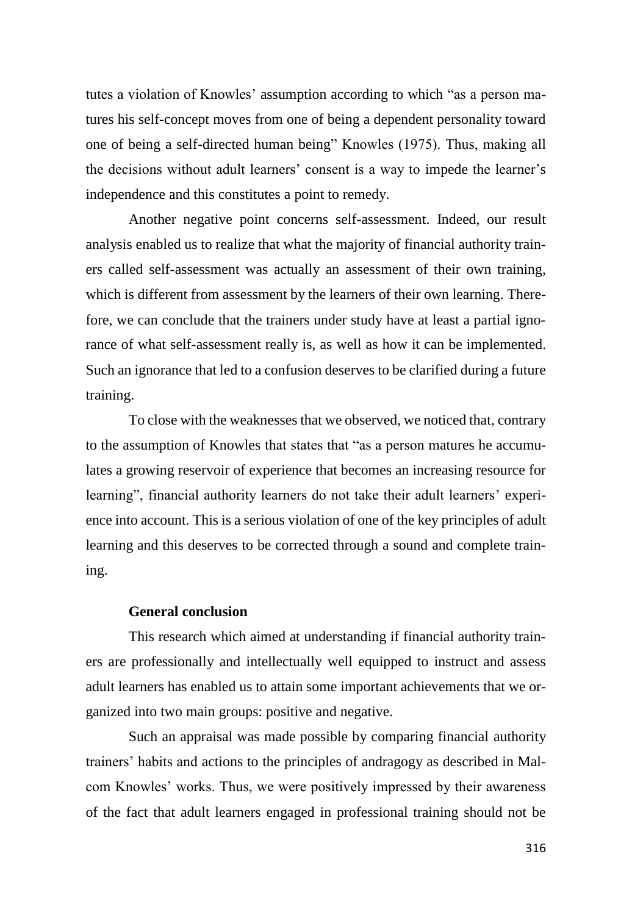tutes a violation of Knowles' assumption according to which "as a person matures his self-concept moves from one of being a dependent personality toward one of being a self-directed human being" Knowles (1975). Thus, making all the decisions without adult learners' consent is a way to impede the learner's independence and this constitutes a point to remedy.

Another negative point concerns self-assessment. Indeed, our result analysis enabled us to realize that what the majority of financial authority trainers called self-assessment was actually an assessment of their own training, which is different from assessment by the learners of their own learning. Therefore, we can conclude that the trainers under study have at least a partial ignorance of what self-assessment really is, as well as how it can be implemented. Such an ignorance that led to a confusion deserves to be clarified during a future training.

To close with the weaknesses that we observed, we noticed that, contrary to the assumption of Knowles that states that "as a person matures he accumulates a growing reservoir of experience that becomes an increasing resource for learning", financial authority learners do not take their adult learners' experience into account. This is a serious violation of one of the key principles of adult learning and this deserves to be corrected through a sound and complete training.

**General conclusion**

This research which aimed at understanding if financial authority trainers are professionally and intellectually well equipped to instruct and assess adult learners has enabled us to attain some important achievements that we organized into two main groups: positive and negative.

Such an appraisal was made possible by comparing financial authority trainers' habits and actions to the principles of andragogy as described in Malcom Knowles' works. Thus, we were positively impressed by their awareness of the fact that adult learners engaged in professional training should not be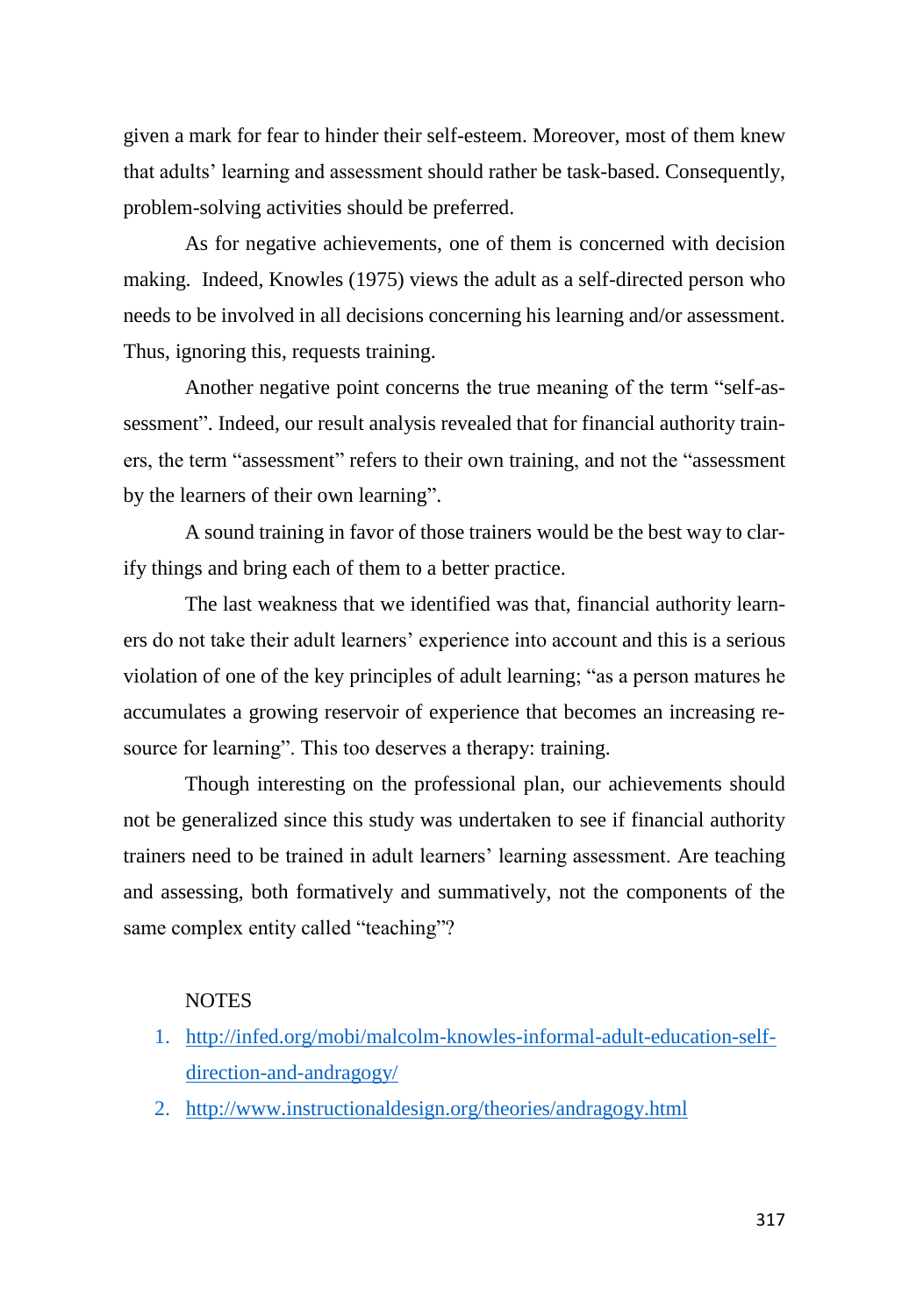given a mark for fear to hinder their self-esteem. Moreover, most of them knew that adults' learning and assessment should rather be task-based. Consequently, problem-solving activities should be preferred.

As for negative achievements, one of them is concerned with decision making. Indeed, Knowles (1975) views the adult as a self-directed person who needs to be involved in all decisions concerning his learning and/or assessment. Thus, ignoring this, requests training.

Another negative point concerns the true meaning of the term "self-assessment". Indeed, our result analysis revealed that for financial authority trainers, the term "assessment" refers to their own training, and not the "assessment by the learners of their own learning".

A sound training in favor of those trainers would be the best way to clarify things and bring each of them to a better practice.

The last weakness that we identified was that, financial authority learners do not take their adult learners' experience into account and this is a serious violation of one of the key principles of adult learning; "as a person matures he accumulates a growing reservoir of experience that becomes an increasing resource for learning". This too deserves a therapy: training.

Though interesting on the professional plan, our achievements should not be generalized since this study was undertaken to see if financial authority trainers need to be trained in adult learners' learning assessment. Are teaching and assessing, both formatively and summatively, not the components of the same complex entity called "teaching"?

NOTES

1. http://infed.org/mobi/malcolm-knowles-informal-adult-education-self-direction-and-andragogy/
2. http://www.instructionaldesign.org/theories/andragogy.html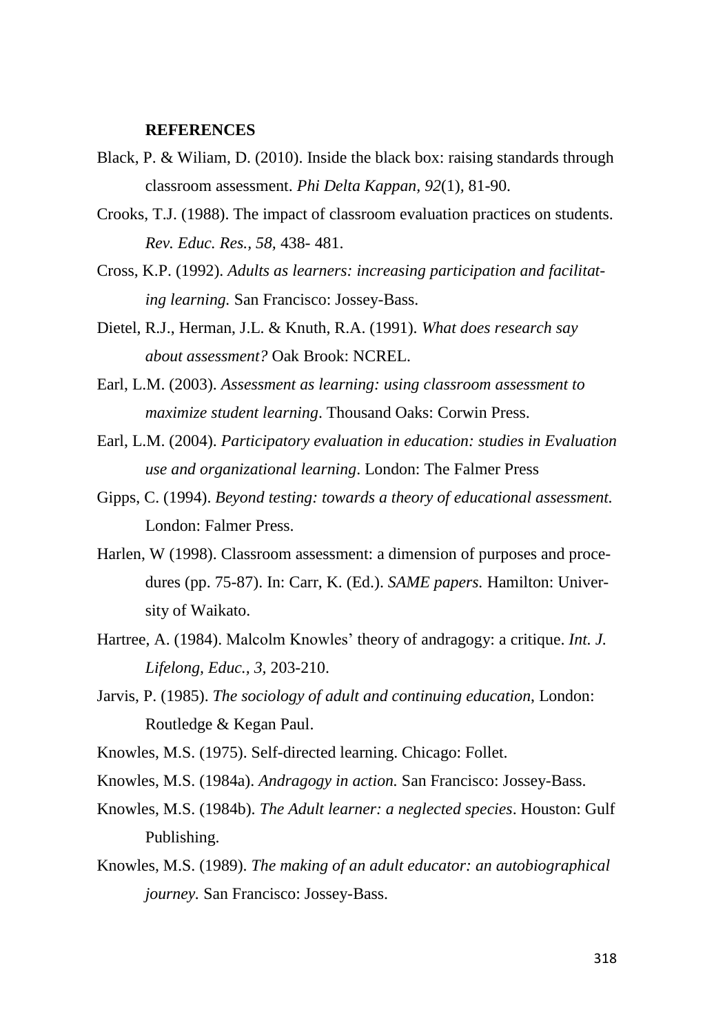**REFERENCES**

Black, P. & Wiliam, D. (2010). Inside the black box: raising standards through classroom assessment. *Phi Delta Kappan*, *92*(1), 81-90.

Crooks, T.J. (1988). The impact of classroom evaluation practices on students. *Rev. Educ. Res.*, *58*, 438- 481.

Cross, K.P. (1992). *Adults as learners: increasing participation and facilitating learning.* San Francisco: Jossey-Bass.

Dietel, R.J., Herman, J.L. & Knuth, R.A. (1991). *What does research say about assessment?* Oak Brook: NCREL.

Earl, L.M. (2003). *Assessment as learning: using classroom assessment to maximize student learning*. Thousand Oaks: Corwin Press.

Earl, L.M. (2004). *Participatory evaluation in education: studies in Evaluation use and organizational learning*. London: The Falmer Press

Gipps, C. (1994). *Beyond testing: towards a theory of educational assessment.* London: Falmer Press.

Harlen, W (1998). Classroom assessment: a dimension of purposes and procedures (pp. 75-87). In: Carr, K. (Ed.). *SAME papers.* Hamilton: University of Waikato.

Hartree, A. (1984). Malcolm Knowles' theory of andragogy: a critique. *Int. J. Lifelong, Educ.*, *3*, 203-210.

Jarvis, P. (1985). *The sociology of adult and continuing education*, London: Routledge & Kegan Paul.

Knowles, M.S. (1975). Self-directed learning. Chicago: Follet.

Knowles, M.S. (1984a). *Andragogy in action.* San Francisco: Jossey-Bass.

Knowles, M.S. (1984b). *The Adult learner: a neglected species*. Houston: Gulf Publishing.

Knowles, M.S. (1989). *The making of an adult educator: an autobiographical journey.* San Francisco: Jossey-Bass.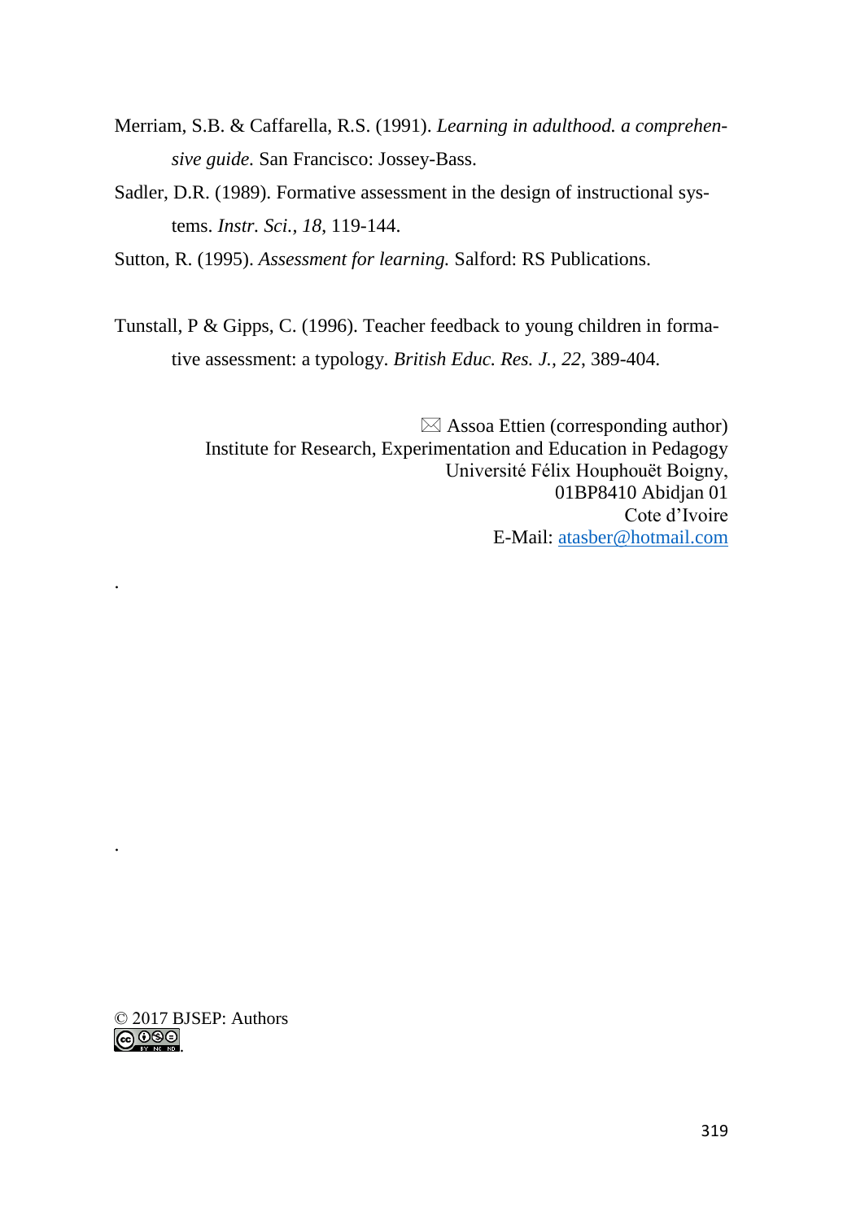Merriam, S.B. & Caffarella, R.S. (1991). *Learning in adulthood. a comprehensive guide.* San Francisco: Jossey-Bass.

Sadler, D.R. (1989). Formative assessment in the design of instructional systems. *Instr. Sci.*, *18*, 119-144.

Sutton, R. (1995). *Assessment for learning.* Salford: RS Publications.

Tunstall, P & Gipps, C. (1996). Teacher feedback to young children in formative assessment: a typology. *British Educ. Res. J.*, *22*, 389-404.

✉ Assoa Ettien (corresponding author)
Institute for Research, Experimentation and Education in Pedagogy
Université Félix Houphouët Boigny,
01BP8410 Abidjan 01
Cote d'Ivoire
E-Mail: atasber@hotmail.com

© 2017 BJSEP: Authors